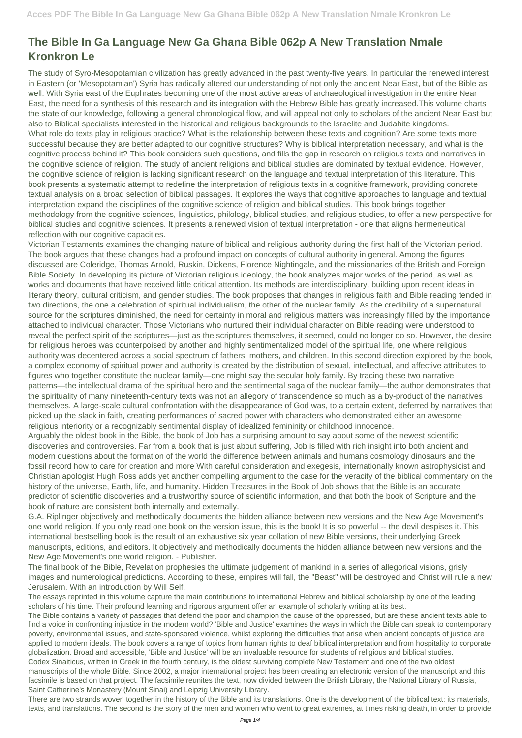# The Bible In Ga Language New Ga Ghana Bible 062p A New Translation Nmale Kronkron Le

The study of Syro-Mesopotamian civilization has greatly advanced in the past twenty-five years. In particular the renewed interest in Eastern (or 'Mesopotamian') Syria has radically altered our understanding of not only the ancient Near East, but of the Bible as well. With Syria east of the Euphrates becoming one of the most active areas of archaeological investigation in the entire Near East, the need for a synthesis of this research and its integration with the Hebrew Bible has greatly increased.This volume charts the state of our knowledge, following a general chronological flow, and will appeal not only to scholars of the ancient Near East but also to Biblical specialists interested in the historical and religious backgrounds to the Israelite and Judahite kingdoms.

What role do texts play in religious practice? What is the relationship between these texts and cognition? Are some texts more successful because they are better adapted to our cognitive structures? Why is biblical interpretation necessary, and what is the cognitive process behind it? This book considers such questions, and fills the gap in research on religious texts and narratives in the cognitive science of religion. The study of ancient religions and biblical studies are dominated by textual evidence. However, the cognitive science of religion is lacking significant research on the language and textual interpretation of this literature. This book presents a systematic attempt to redefine the interpretation of religious texts in a cognitive framework, providing concrete textual analysis on a broad selection of biblical passages. It explores the ways that cognitive approaches to language and textual interpretation expand the disciplines of the cognitive science of religion and biblical studies. This book brings together methodology from the cognitive sciences, linguistics, philology, biblical studies, and religious studies, to offer a new perspective for biblical studies and cognitive sciences. It presents a renewed vision of textual interpretation - one that aligns hermeneutical reflection with our cognitive capacities.

Victorian Testaments examines the changing nature of biblical and religious authority during the first half of the Victorian period. The book argues that these changes had a profound impact on concepts of cultural authority in general. Among the figures discussed are Coleridge, Thomas Arnold, Ruskin, Dickens, Florence Nightingale, and the missionaries of the British and Foreign Bible Society. In developing its picture of Victorian religious ideology, the book analyzes major works of the period, as well as works and documents that have received little critical attention. Its methods are interdisciplinary, building upon recent ideas in literary theory, cultural criticism, and gender studies. The book proposes that changes in religious faith and Bible reading tended in two directions, the one a celebration of spiritual individualism, the other of the nuclear family. As the credibility of a supernatural source for the scriptures diminished, the need for certainty in moral and religious matters was increasingly filled by the importance attached to individual character. Those Victorians who nurtured their individual character on Bible reading were understood to reveal the perfect spirit of the scriptures—just as the scriptures themselves, it seemed, could no longer do so. However, the desire for religious heroes was counterpoised by another and highly sentimentalized model of the spiritual life, one where religious authority was decentered across a social spectrum of fathers, mothers, and children. In this second direction explored by the book, a complex economy of spiritual power and authority is created by the distribution of sexual, intellectual, and affective attributes to figures who together constitute the nuclear family—one might say the secular holy family. By tracing these two narrative patterns—the intellectual drama of the spiritual hero and the sentimental saga of the nuclear family—the author demonstrates that the spirituality of many nineteenth-century texts was not an allegory of transcendence so much as a by-product of the narratives themselves. A large-scale cultural confrontation with the disappearance of God was, to a certain extent, deferred by narratives that picked up the slack in faith, creating performances of sacred power with characters who demonstrated either an awesome religious interiority or a recognizably sentimental display of idealized femininity or childhood innocence.

Arguably the oldest book in the Bible, the book of Job has a surprising amount to say about some of the newest scientific discoveries and controversies. Far from a book that is just about suffering, Job is filled with rich insight into both ancient and modern questions about the formation of the world the difference between animals and humans cosmology dinosaurs and the fossil record how to care for creation and more With careful consideration and exegesis, internationally known astrophysicist and Christian apologist Hugh Ross adds yet another compelling argument to the case for the veracity of the biblical commentary on the history of the universe, Earth, life, and humanity. Hidden Treasures in the Book of Job shows that the Bible is an accurate predictor of scientific discoveries and a trustworthy source of scientific information, and that both the book of Scripture and the book of nature are consistent both internally and externally.

G.A. Riplinger objectively and methodically documents the hidden alliance between new versions and the New Age Movement's one world religion. If you only read one book on the version issue, this is the book! It is so powerful -- the devil despises it. This international bestselling book is the result of an exhaustive six year collation of new Bible versions, their underlying Greek manuscripts, editions, and editors. It objectively and methodically documents the hidden alliance between new versions and the New Age Movement's one world religion. - Publisher.

The final book of the Bible, Revelation prophesies the ultimate judgement of mankind in a series of allegorical visions, grisly images and numerological predictions. According to these, empires will fall, the "Beast" will be destroyed and Christ will rule a new Jerusalem. With an introduction by Will Self.

The essays reprinted in this volume capture the main contributions to international Hebrew and biblical scholarship by one of the leading scholars of his time. Their profound learning and rigorous argument offer an example of scholarly writing at its best.

The Bible contains a variety of passages that defend the poor and champion the cause of the oppressed, but are these ancient texts able to find a voice in confronting injustice in the modern world? 'Bible and Justice' examines the ways in which the Bible can speak to contemporary poverty, environmental issues, and state-sponsored violence, whilst exploring the difficulties that arise when ancient concepts of justice are applied to modern ideals. The book covers a range of topics from human rights to deaf biblical interpretation and from hospitality to corporate globalization. Broad and accessible, 'Bible and Justice' will be an invaluable resource for students of religious and biblical studies.

Codex Sinaiticus, written in Greek in the fourth century, is the oldest surviving complete New Testament and one of the two oldest manuscripts of the whole Bible. Since 2002, a major international project has been creating an electronic version of the manuscript and this facsimile is based on that project. The facsimile reunites the text, now divided between the British Library, the National Library of Russia, Saint Catherine's Monastery (Mount Sinai) and Leipzig University Library.

There are two strands woven together in the history of the Bible and its translations. One is the development of the biblical text: its materials, texts, and translations. The second is the story of the men and women who went to great extremes, at times risking death, in order to provide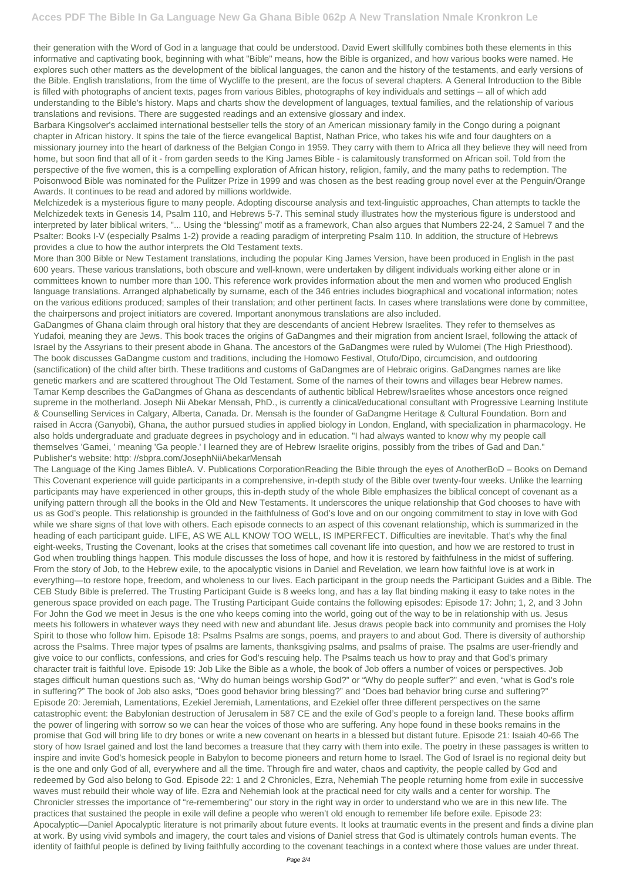their generation with the Word of God in a language that could be understood. David Ewert skillfully combines both these elements in this informative and captivating book, beginning with what "Bible" means, how the Bible is organized, and how various books were named. He explores such other matters as the development of the biblical languages, the canon and the history of the testaments, and early versions of the Bible. English translations, from the time of Wycliffe to the present, are the focus of several chapters. A General Introduction to the Bible is filled with photographs of ancient texts, pages from various Bibles, photographs of key individuals and settings -- all of which add understanding to the Bible's history. Maps and charts show the development of languages, textual families, and the relationship of various translations and revisions. There are suggested readings and an extensive glossary and index.

Barbara Kingsolver's acclaimed international bestseller tells the story of an American missionary family in the Congo during a poignant chapter in African history. It spins the tale of the fierce evangelical Baptist, Nathan Price, who takes his wife and four daughters on a missionary journey into the heart of darkness of the Belgian Congo in 1959. They carry with them to Africa all they believe they will need from home, but soon find that all of it - from garden seeds to the King James Bible - is calamitously transformed on African soil. Told from the perspective of the five women, this is a compelling exploration of African history, religion, family, and the many paths to redemption. The Poisonwood Bible was nominated for the Pulitzer Prize in 1999 and was chosen as the best reading group novel ever at the Penguin/Orange Awards. It continues to be read and adored by millions worldwide.

Melchizedek is a mysterious figure to many people. Adopting discourse analysis and text-linguistic approaches, Chan attempts to tackle the Melchizedek texts in Genesis 14, Psalm 110, and Hebrews 5-7. This seminal study illustrates how the mysterious figure is understood and interpreted by later biblical writers, "... Using the "blessing" motif as a framework, Chan also argues that Numbers 22-24, 2 Samuel 7 and the Psalter: Books I-V (especially Psalms 1-2) provide a reading paradigm of interpreting Psalm 110. In addition, the structure of Hebrews provides a clue to how the author interprets the Old Testament texts.

More than 300 Bible or New Testament translations, including the popular King James Version, have been produced in English in the past 600 years. These various translations, both obscure and well-known, were undertaken by diligent individuals working either alone or in committees known to number more than 100. This reference work provides information about the men and women who produced English language translations. Arranged alphabetically by surname, each of the 346 entries includes biographical and vocational information; notes on the various editions produced; samples of their translation; and other pertinent facts. In cases where translations were done by committee, the chairpersons and project initiators are covered. Important anonymous translations are also included.

GaDangmes of Ghana claim through oral history that they are descendants of ancient Hebrew Israelites. They refer to themselves as Yudafoi, meaning they are Jews. This book traces the origins of GaDangmes and their migration from ancient Israel, following the attack of Israel by the Assyrians to their present abode in Ghana. The ancestors of the GaDangmes were ruled by Wulomei (The High Priesthood). The book discusses GaDangme custom and traditions, including the Homowo Festival, Otufo/Dipo, circumcision, and outdooring (sanctification) of the child after birth. These traditions and customs of GaDangmes are of Hebraic origins. GaDangmes names are like genetic markers and are scattered throughout The Old Testament. Some of the names of their towns and villages bear Hebrew names. Tamar Kemp describes the GaDangmes of Ghana as descendants of authentic biblical Hebrew/Israelites whose ancestors once reigned supreme in the motherland. Joseph Nii Abekar Mensah, PhD., is currently a clinical/educational consultant with Progressive Learning Institute & Counselling Services in Calgary, Alberta, Canada. Dr. Mensah is the founder of GaDangme Heritage & Cultural Foundation. Born and raised in Accra (Ganyobi), Ghana, the author pursued studies in applied biology in London, England, with specialization in pharmacology. He also holds undergraduate and graduate degrees in psychology and in education. "I had always wanted to know why my people call themselves 'Gamei, ' meaning 'Ga people.' I learned they are of Hebrew Israelite origins, possibly from the tribes of Gad and Dan." Publisher's website: http: //sbpra.com/JosephNiiAbekarMensah

The Language of the King James BibleA. V. Publications CorporationReading the Bible through the eyes of AnotherBoD – Books on Demand

This Covenant experience will guide participants in a comprehensive, in-depth study of the Bible over twenty-four weeks. Unlike the learning participants may have experienced in other groups, this in-depth study of the whole Bible emphasizes the biblical concept of covenant as a unifying pattern through all the books in the Old and New Testaments. It underscores the unique relationship that God chooses to have with us as God's people. This relationship is grounded in the faithfulness of God's love and on our ongoing commitment to stay in love with God while we share signs of that love with others. Each episode connects to an aspect of this covenant relationship, which is summarized in the heading of each participant guide. LIFE, AS WE ALL KNOW TOO WELL, IS IMPERFECT. Difficulties are inevitable. That's why the final eight-weeks, Trusting the Covenant, looks at the crises that sometimes call covenant life into question, and how we are restored to trust in God when troubling things happen. This module discusses the loss of hope, and how it is restored by faithfulness in the midst of suffering. From the story of Job, to the Hebrew exile, to the apocalyptic visions in Daniel and Revelation, we learn how faithful love is at work in everything—to restore hope, freedom, and wholeness to our lives. Each participant in the group needs the Participant Guides and a Bible. The CEB Study Bible is preferred. The Trusting Participant Guide is 8 weeks long, and has a lay flat binding making it easy to take notes in the generous space provided on each page. The Trusting Participant Guide contains the following episodes: Episode 17: John; 1, 2, and 3 John For John the God we meet in Jesus is the one who keeps coming into the world, going out of the way to be in relationship with us. Jesus meets his followers in whatever ways they need with new and abundant life. Jesus draws people back into community and promises the Holy Spirit to those who follow him. Episode 18: Psalms Psalms are songs, poems, and prayers to and about God. There is diversity of authorship across the Psalms. Three major types of psalms are laments, thanksgiving psalms, and psalms of praise. The psalms are user-friendly and give voice to our conflicts, confessions, and cries for God's rescuing help. The Psalms teach us how to pray and that God's primary character trait is faithful love. Episode 19: Job Like the Bible as a whole, the book of Job offers a number of voices or perspectives. Job stages difficult human questions such as, "Why do human beings worship God?" or "Why do people suffer?" and even, "what is God's role in suffering?" The book of Job also asks, "Does good behavior bring blessing?" and "Does bad behavior bring curse and suffering?" Episode 20: Jeremiah, Lamentations, Ezekiel Jeremiah, Lamentations, and Ezekiel offer three different perspectives on the same catastrophic event: the Babylonian destruction of Jerusalem in 587 CE and the exile of God's people to a foreign land. These books affirm the power of lingering with sorrow so we can hear the voices of those who are suffering. Any hope found in these books remains in the promise that God will bring life to dry bones or write a new covenant on hearts in a blessed but distant future. Episode 21: Isaiah 40-66 The story of how Israel gained and lost the land becomes a treasure that they carry with them into exile. The poetry in these passages is written to inspire and invite God's homesick people in Babylon to become pioneers and return home to Israel. The God of Israel is no regional deity but is the one and only God of all, everywhere and all the time. Through fire and water, chaos and captivity, the people called by God and redeemed by God also belong to God. Episode 22: 1 and 2 Chronicles, Ezra, Nehemiah The people returning home from exile in successive waves must rebuild their whole way of life. Ezra and Nehemiah look at the practical need for city walls and a center for worship. The Chronicler stresses the importance of "re-remembering" our story in the right way in order to understand who we are in this new life. The practices that sustained the people in exile will define a people who weren't old enough to remember life before exile. Episode 23: Apocalyptic—Daniel Apocalyptic literature is not primarily about future events. It looks at traumatic events in the present and finds a divine plan at work. By using vivid symbols and imagery, the court tales and visions of Daniel stress that God is ultimately controls human events. The identity of faithful people is defined by living faithfully according to the covenant teachings in a context where those values are under threat.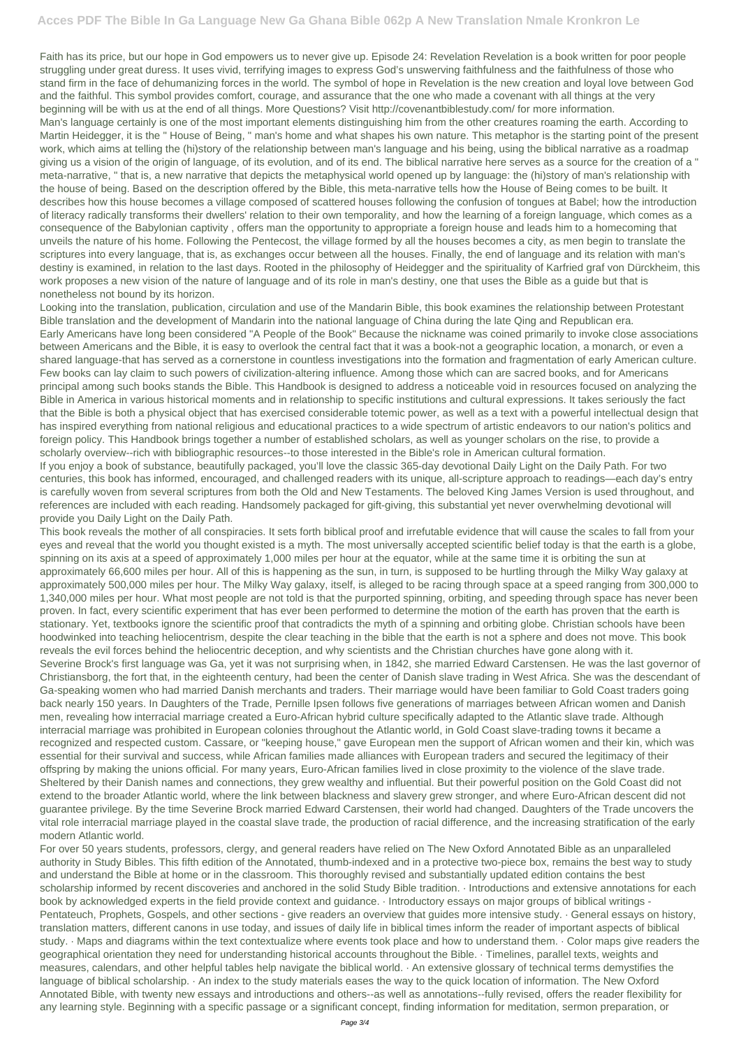Faith has its price, but our hope in God empowers us to never give up. Episode 24: Revelation Revelation is a book written for poor people struggling under great duress. It uses vivid, terrifying images to express God's unswerving faithfulness and the faithfulness of those who stand firm in the face of dehumanizing forces in the world. The symbol of hope in Revelation is the new creation and loyal love between God and the faithful. This symbol provides comfort, courage, and assurance that the one who made a covenant with all things at the very beginning will be with us at the end of all things. More Questions? Visit http://covenantbiblestudy.com/ for more information.

Man's language certainly is one of the most important elements distinguishing him from the other creatures roaming the earth. According to Martin Heidegger, it is the " House of Being, " man's home and what shapes his own nature. This metaphor is the starting point of the present work, which aims at telling the (hi)story of the relationship between man's language and his being, using the biblical narrative as a roadmap giving us a vision of the origin of language, of its evolution, and of its end. The biblical narrative here serves as a source for the creation of a " meta-narrative, " that is, a new narrative that depicts the metaphysical world opened up by language: the (hi)story of man's relationship with the house of being. Based on the description offered by the Bible, this meta-narrative tells how the House of Being comes to be built. It describes how this house becomes a village composed of scattered houses following the confusion of tongues at Babel; how the introduction of literacy radically transforms their dwellers' relation to their own temporality, and how the learning of a foreign language, which comes as a consequence of the Babylonian captivity , offers man the opportunity to appropriate a foreign house and leads him to a homecoming that unveils the nature of his home. Following the Pentecost, the village formed by all the houses becomes a city, as men begin to translate the scriptures into every language, that is, as exchanges occur between all the houses. Finally, the end of language and its relation with man's destiny is examined, in relation to the last days. Rooted in the philosophy of Heidegger and the spirituality of Karlfried graf von Dürckheim, this work proposes a new vision of the nature of language and of its role in man's destiny, one that uses the Bible as a guide but that is nonetheless not bound by its horizon.

Looking into the translation, publication, circulation and use of the Mandarin Bible, this book examines the relationship between Protestant Bible translation and the development of Mandarin into the national language of China during the late Qing and Republican era.

Early Americans have long been considered "A People of the Book" Because the nickname was coined primarily to invoke close associations between Americans and the Bible, it is easy to overlook the central fact that it was a book-not a geographic location, a monarch, or even a shared language-that has served as a cornerstone in countless investigations into the formation and fragmentation of early American culture. Few books can lay claim to such powers of civilization-altering influence. Among those which can are sacred books, and for Americans principal among such books stands the Bible. This Handbook is designed to address a noticeable void in resources focused on analyzing the Bible in America in various historical moments and in relationship to specific institutions and cultural expressions. It takes seriously the fact that the Bible is both a physical object that has exercised considerable totemic power, as well as a text with a powerful intellectual design that has inspired everything from national religious and educational practices to a wide spectrum of artistic endeavors to our nation's politics and foreign policy. This Handbook brings together a number of established scholars, as well as younger scholars on the rise, to provide a scholarly overview--rich with bibliographic resources--to those interested in the Bible's role in American cultural formation.

If you enjoy a book of substance, beautifully packaged, you'll love the classic 365-day devotional Daily Light on the Daily Path. For two centuries, this book has informed, encouraged, and challenged readers with its unique, all-scripture approach to readings—each day's entry is carefully woven from several scriptures from both the Old and New Testaments. The beloved King James Version is used throughout, and references are included with each reading. Handsomely packaged for gift-giving, this substantial yet never overwhelming devotional will provide you Daily Light on the Daily Path.

This book reveals the mother of all conspiracies. It sets forth biblical proof and irrefutable evidence that will cause the scales to fall from your eyes and reveal that the world you thought existed is a myth. The most universally accepted scientific belief today is that the earth is a globe, spinning on its axis at a speed of approximately 1,000 miles per hour at the equator, while at the same time it is orbiting the sun at approximately 66,600 miles per hour. All of this is happening as the sun, in turn, is supposed to be hurtling through the Milky Way galaxy at approximately 500,000 miles per hour. The Milky Way galaxy, itself, is alleged to be racing through space at a speed ranging from 300,000 to 1,340,000 miles per hour. What most people are not told is that the purported spinning, orbiting, and speeding through space has never been proven. In fact, every scientific experiment that has ever been performed to determine the motion of the earth has proven that the earth is stationary. Yet, textbooks ignore the scientific proof that contradicts the myth of a spinning and orbiting globe. Christian schools have been hoodwinked into teaching heliocentrism, despite the clear teaching in the bible that the earth is not a sphere and does not move. This book reveals the evil forces behind the heliocentric deception, and why scientists and the Christian churches have gone along with it.

Severine Brock's first language was Ga, yet it was not surprising when, in 1842, she married Edward Carstensen. He was the last governor of Christiansborg, the fort that, in the eighteenth century, had been the center of Danish slave trading in West Africa. She was the descendant of Ga-speaking women who had married Danish merchants and traders. Their marriage would have been familiar to Gold Coast traders going back nearly 150 years. In Daughters of the Trade, Pernille Ipsen follows five generations of marriages between African women and Danish men, revealing how interracial marriage created a Euro-African hybrid culture specifically adapted to the Atlantic slave trade. Although interracial marriage was prohibited in European colonies throughout the Atlantic world, in Gold Coast slave-trading towns it became a recognized and respected custom. Cassare, or "keeping house," gave European men the support of African women and their kin, which was essential for their survival and success, while African families made alliances with European traders and secured the legitimacy of their offspring by making the unions official. For many years, Euro-African families lived in close proximity to the violence of the slave trade. Sheltered by their Danish names and connections, they grew wealthy and influential. But their powerful position on the Gold Coast did not extend to the broader Atlantic world, where the link between blackness and slavery grew stronger, and where Euro-African descent did not guarantee privilege. By the time Severine Brock married Edward Carstensen, their world had changed. Daughters of the Trade uncovers the vital role interracial marriage played in the coastal slave trade, the production of racial difference, and the increasing stratification of the early modern Atlantic world.

For over 50 years students, professors, clergy, and general readers have relied on The New Oxford Annotated Bible as an unparalleled authority in Study Bibles. This fifth edition of the Annotated, thumb-indexed and in a protective two-piece box, remains the best way to study and understand the Bible at home or in the classroom. This thoroughly revised and substantially updated edition contains the best scholarship informed by recent discoveries and anchored in the solid Study Bible tradition. · Introductions and extensive annotations for each book by acknowledged experts in the field provide context and guidance. · Introductory essays on major groups of biblical writings - Pentateuch, Prophets, Gospels, and other sections - give readers an overview that guides more intensive study. · General essays on history, translation matters, different canons in use today, and issues of daily life in biblical times inform the reader of important aspects of biblical study. · Maps and diagrams within the text contextualize where events took place and how to understand them. · Color maps give readers the geographical orientation they need for understanding historical accounts throughout the Bible. · Timelines, parallel texts, weights and measures, calendars, and other helpful tables help navigate the biblical world. · An extensive glossary of technical terms demystifies the language of biblical scholarship. · An index to the study materials eases the way to the quick location of information. The New Oxford Annotated Bible, with twenty new essays and introductions and others--as well as annotations--fully revised, offers the reader flexibility for any learning style. Beginning with a specific passage or a significant concept, finding information for meditation, sermon preparation, or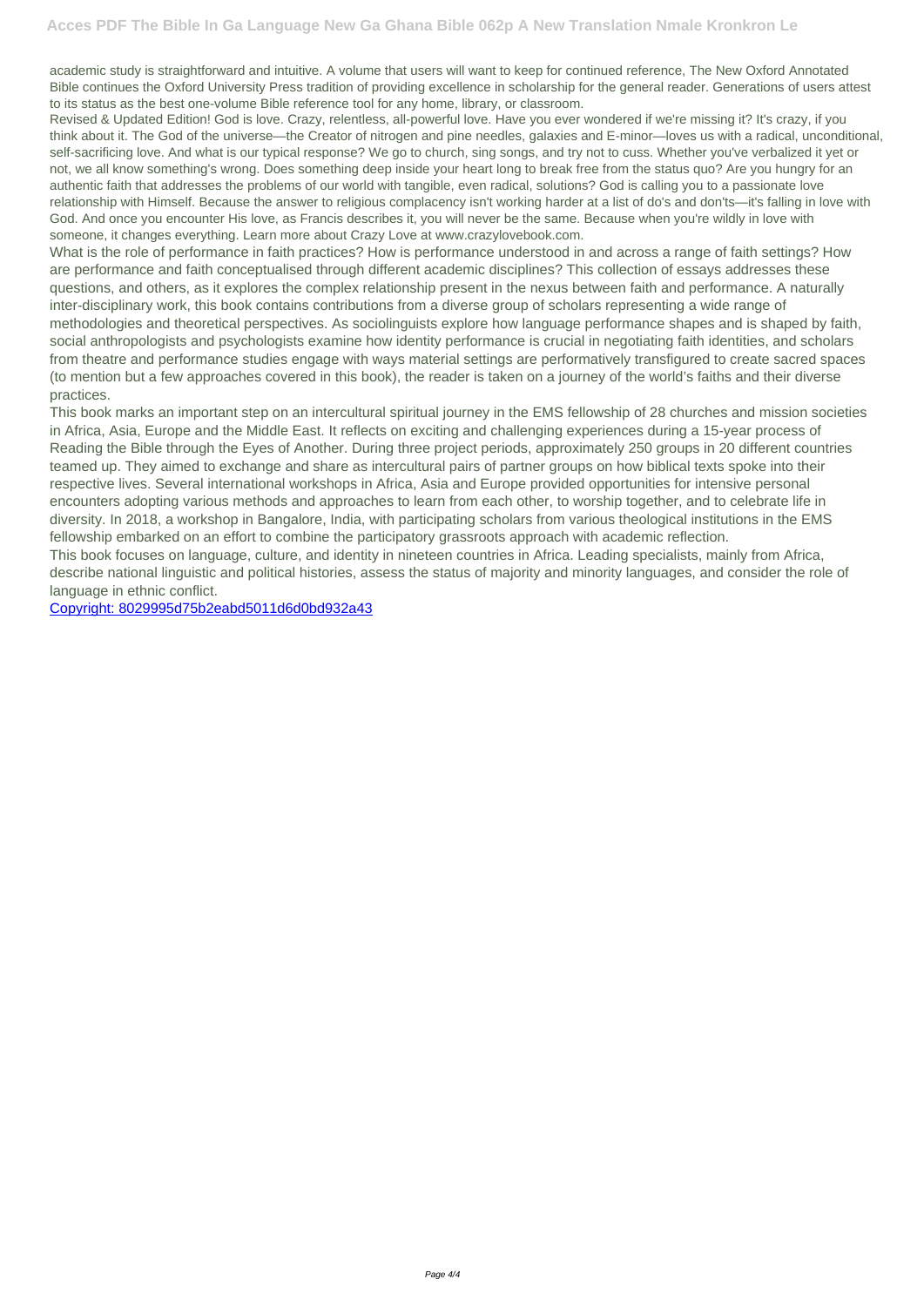academic study is straightforward and intuitive. A volume that users will want to keep for continued reference, The New Oxford Annotated Bible continues the Oxford University Press tradition of providing excellence in scholarship for the general reader. Generations of users attest to its status as the best one-volume Bible reference tool for any home, library, or classroom.

Revised & Updated Edition! God is love. Crazy, relentless, all-powerful love. Have you ever wondered if we're missing it? It's crazy, if you think about it. The God of the universe—the Creator of nitrogen and pine needles, galaxies and E-minor—loves us with a radical, unconditional, self-sacrificing love. And what is our typical response? We go to church, sing songs, and try not to cuss. Whether you've verbalized it yet or not, we all know something's wrong. Does something deep inside your heart long to break free from the status quo? Are you hungry for an authentic faith that addresses the problems of our world with tangible, even radical, solutions? God is calling you to a passionate love relationship with Himself. Because the answer to religious complacency isn't working harder at a list of do's and don'ts—it's falling in love with God. And once you encounter His love, as Francis describes it, you will never be the same. Because when you're wildly in love with someone, it changes everything. Learn more about Crazy Love at www.crazylovebook.com.

What is the role of performance in faith practices? How is performance understood in and across a range of faith settings? How are performance and faith conceptualised through different academic disciplines? This collection of essays addresses these questions, and others, as it explores the complex relationship present in the nexus between faith and performance. A naturally inter-disciplinary work, this book contains contributions from a diverse group of scholars representing a wide range of methodologies and theoretical perspectives. As sociolinguists explore how language performance shapes and is shaped by faith, social anthropologists and psychologists examine how identity performance is crucial in negotiating faith identities, and scholars from theatre and performance studies engage with ways material settings are performatively transfigured to create sacred spaces (to mention but a few approaches covered in this book), the reader is taken on a journey of the world's faiths and their diverse practices.

This book marks an important step on an intercultural spiritual journey in the EMS fellowship of 28 churches and mission societies in Africa, Asia, Europe and the Middle East. It reflects on exciting and challenging experiences during a 15-year process of Reading the Bible through the Eyes of Another. During three project periods, approximately 250 groups in 20 different countries teamed up. They aimed to exchange and share as intercultural pairs of partner groups on how biblical texts spoke into their respective lives. Several international workshops in Africa, Asia and Europe provided opportunities for intensive personal encounters adopting various methods and approaches to learn from each other, to worship together, and to celebrate life in diversity. In 2018, a workshop in Bangalore, India, with participating scholars from various theological institutions in the EMS fellowship embarked on an effort to combine the participatory grassroots approach with academic reflection.

This book focuses on language, culture, and identity in nineteen countries in Africa. Leading specialists, mainly from Africa, describe national linguistic and political histories, assess the status of majority and minority languages, and consider the role of language in ethnic conflict.

Copyright: 8029995d75b2eabd5011d6d0bd932a43